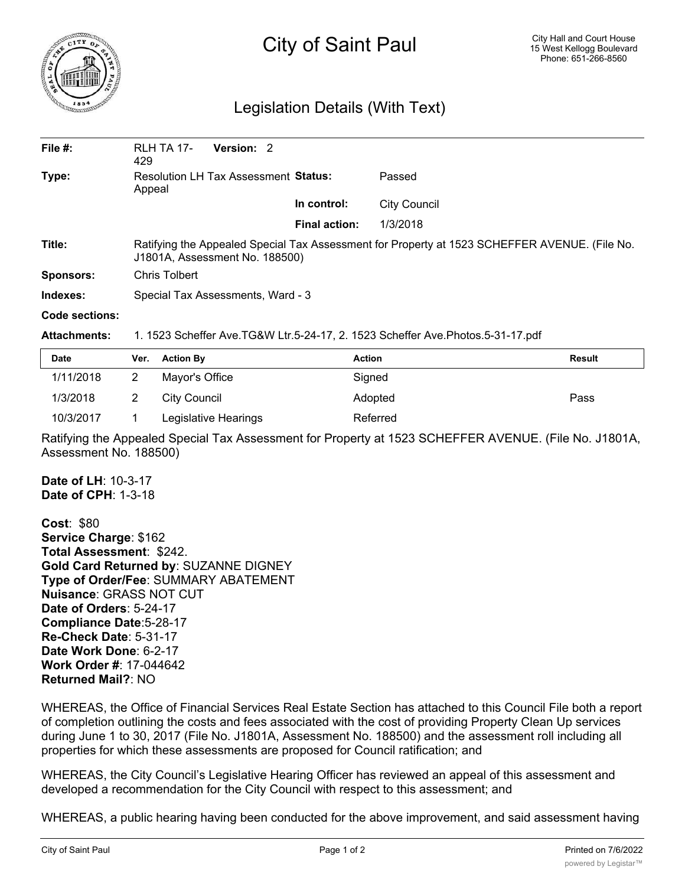# City of Saint Paul

City Hall and Court House
15 West Kellogg Boulevard
Phone: 651-266-8560

## Legislation Details (With Text)

| | | | |
|---|---|---|---|
| **File #:** | RLH TA 17-429 **Version:** 2 | | |
| **Type:** | Resolution LH Tax Assessment Appeal | **Status:** | Passed |
| | | **In control:** | City Council |
| | | **Final action:** | 1/3/2018 |
| **Title:** | Ratifying the Appealed Special Tax Assessment for Property at 1523 SCHEFFER AVENUE. (File No. J1801A, Assessment No. 188500) | | |
| **Sponsors:** | Chris Tolbert | | |
| **Indexes:** | Special Tax Assessments, Ward - 3 | | |
| **Code sections:** | | | |
| **Attachments:** | 1. 1523 Scheffer Ave.TG&W Ltr.5-24-17, 2. 1523 Scheffer Ave.Photos.5-31-17.pdf | | |

| Date | Ver. | Action By | Action | Result |
|---|---|---|---|---|
| 1/11/2018 | 2 | Mayor's Office | Signed | |
| 1/3/2018 | 2 | City Council | Adopted | Pass |
| 10/3/2017 | 1 | Legislative Hearings | Referred | |

Ratifying the Appealed Special Tax Assessment for Property at 1523 SCHEFFER AVENUE. (File No. J1801A, Assessment No. 188500)

**Date of LH**: 10-3-17
**Date of CPH**: 1-3-18

**Cost**: $80
**Service Charge**: $162
**Total Assessment**: $242.
**Gold Card Returned by**: SUZANNE DIGNEY
**Type of Order/Fee**: SUMMARY ABATEMENT
**Nuisance**: GRASS NOT CUT
**Date of Orders**: 5-24-17
**Compliance Date**:5-28-17
**Re-Check Date**: 5-31-17
**Date Work Done**: 6-2-17
**Work Order #**: 17-044642
**Returned Mail?**: NO

WHEREAS, the Office of Financial Services Real Estate Section has attached to this Council File both a report of completion outlining the costs and fees associated with the cost of providing Property Clean Up services during June 1 to 30, 2017 (File No. J1801A, Assessment No. 188500) and the assessment roll including all properties for which these assessments are proposed for Council ratification; and

WHEREAS, the City Council's Legislative Hearing Officer has reviewed an appeal of this assessment and developed a recommendation for the City Council with respect to this assessment; and

WHEREAS, a public hearing having been conducted for the above improvement, and said assessment having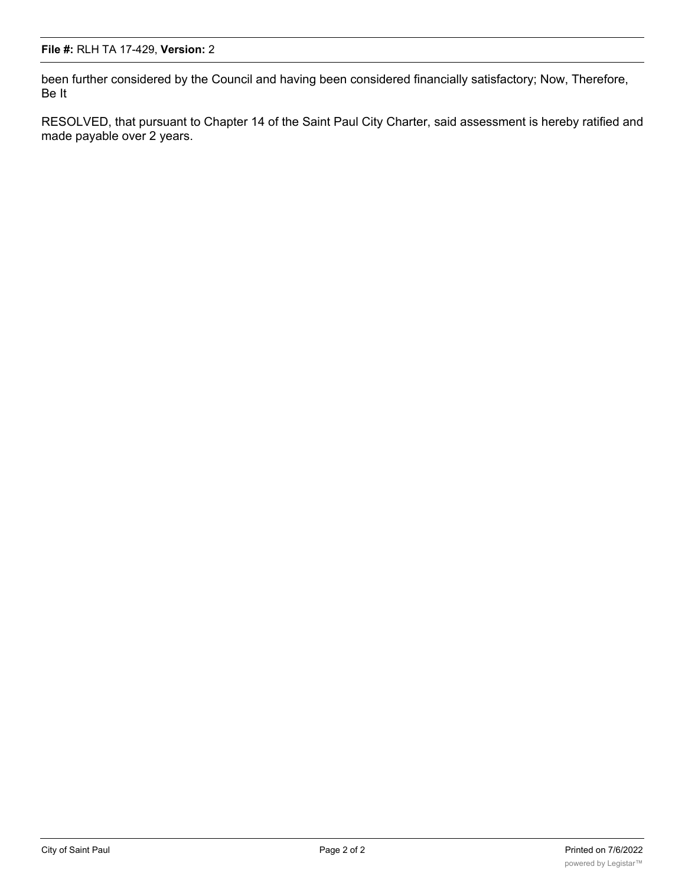been further considered by the Council and having been considered financially satisfactory; Now, Therefore, Be It

RESOLVED, that pursuant to Chapter 14 of the Saint Paul City Charter, said assessment is hereby ratified and made payable over 2 years.